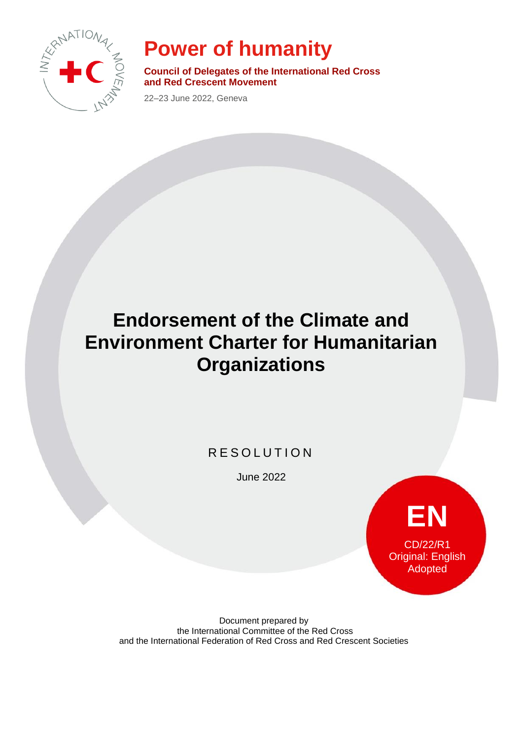# Power of humanity

**Council of Delegates of the International Red Cross and Red Crescent Movement**

22–23 June 2022, Geneva

# Endorsement of the Climate and Environment Charter for Humanitarian Organizations

RESOLUTION

June 2022

**EN**

CD/22/R1
Original: English
Adopted

Document prepared by
the International Committee of the Red Cross
and the International Federation of Red Cross and Red Crescent Societies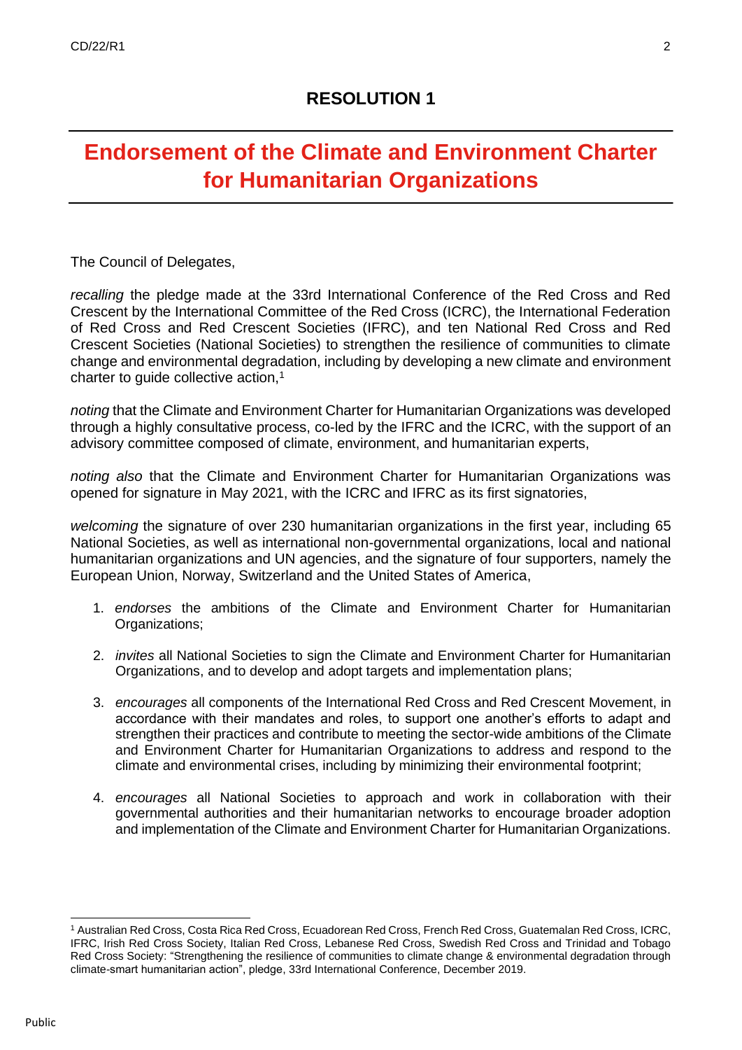## RESOLUTION 1

# Endorsement of the Climate and Environment Charter for Humanitarian Organizations

The Council of Delegates,

*recalling* the pledge made at the 33rd International Conference of the Red Cross and Red Crescent by the International Committee of the Red Cross (ICRC), the International Federation of Red Cross and Red Crescent Societies (IFRC), and ten National Red Cross and Red Crescent Societies (National Societies) to strengthen the resilience of communities to climate change and environmental degradation, including by developing a new climate and environment charter to guide collective action,[1]

*noting* that the Climate and Environment Charter for Humanitarian Organizations was developed through a highly consultative process, co-led by the IFRC and the ICRC, with the support of an advisory committee composed of climate, environment, and humanitarian experts,

*noting also* that the Climate and Environment Charter for Humanitarian Organizations was opened for signature in May 2021, with the ICRC and IFRC as its first signatories,

*welcoming* the signature of over 230 humanitarian organizations in the first year, including 65 National Societies, as well as international non-governmental organizations, local and national humanitarian organizations and UN agencies, and the signature of four supporters, namely the European Union, Norway, Switzerland and the United States of America,

1. *endorses* the ambitions of the Climate and Environment Charter for Humanitarian Organizations;
2. *invites* all National Societies to sign the Climate and Environment Charter for Humanitarian Organizations, and to develop and adopt targets and implementation plans;
3. *encourages* all components of the International Red Cross and Red Crescent Movement, in accordance with their mandates and roles, to support one another's efforts to adapt and strengthen their practices and contribute to meeting the sector-wide ambitions of the Climate and Environment Charter for Humanitarian Organizations to address and respond to the climate and environmental crises, including by minimizing their environmental footprint;
4. *encourages* all National Societies to approach and work in collaboration with their governmental authorities and their humanitarian networks to encourage broader adoption and implementation of the Climate and Environment Charter for Humanitarian Organizations.

---

[1] Australian Red Cross, Costa Rica Red Cross, Ecuadorean Red Cross, French Red Cross, Guatemalan Red Cross, ICRC, IFRC, Irish Red Cross Society, Italian Red Cross, Lebanese Red Cross, Swedish Red Cross and Trinidad and Tobago Red Cross Society: "Strengthening the resilience of communities to climate change & environmental degradation through climate-smart humanitarian action", pledge, 33rd International Conference, December 2019.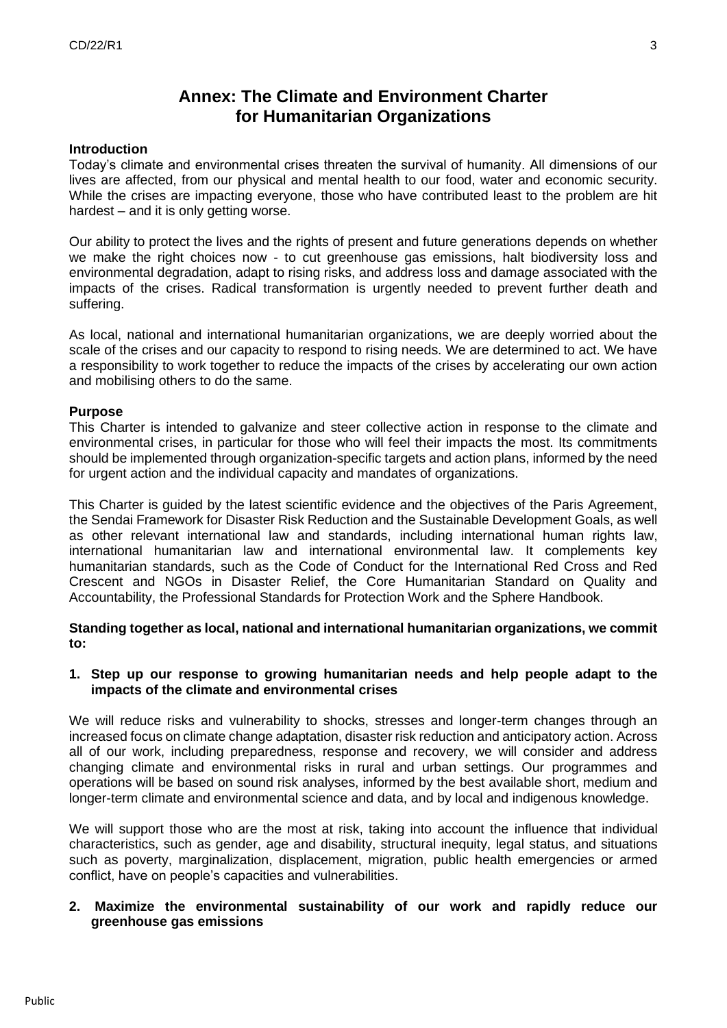# Annex: The Climate and Environment Charter for Humanitarian Organizations

**Introduction**

Today's climate and environmental crises threaten the survival of humanity. All dimensions of our lives are affected, from our physical and mental health to our food, water and economic security. While the crises are impacting everyone, those who have contributed least to the problem are hit hardest – and it is only getting worse.

Our ability to protect the lives and the rights of present and future generations depends on whether we make the right choices now - to cut greenhouse gas emissions, halt biodiversity loss and environmental degradation, adapt to rising risks, and address loss and damage associated with the impacts of the crises. Radical transformation is urgently needed to prevent further death and suffering.

As local, national and international humanitarian organizations, we are deeply worried about the scale of the crises and our capacity to respond to rising needs. We are determined to act. We have a responsibility to work together to reduce the impacts of the crises by accelerating our own action and mobilising others to do the same.

**Purpose**

This Charter is intended to galvanize and steer collective action in response to the climate and environmental crises, in particular for those who will feel their impacts the most. Its commitments should be implemented through organization-specific targets and action plans, informed by the need for urgent action and the individual capacity and mandates of organizations.

This Charter is guided by the latest scientific evidence and the objectives of the Paris Agreement, the Sendai Framework for Disaster Risk Reduction and the Sustainable Development Goals, as well as other relevant international law and standards, including international human rights law, international humanitarian law and international environmental law. It complements key humanitarian standards, such as the Code of Conduct for the International Red Cross and Red Crescent and NGOs in Disaster Relief, the Core Humanitarian Standard on Quality and Accountability, the Professional Standards for Protection Work and the Sphere Handbook.

**Standing together as local, national and international humanitarian organizations, we commit to:**

1. **Step up our response to growing humanitarian needs and help people adapt to the impacts of the climate and environmental crises**

We will reduce risks and vulnerability to shocks, stresses and longer-term changes through an increased focus on climate change adaptation, disaster risk reduction and anticipatory action. Across all of our work, including preparedness, response and recovery, we will consider and address changing climate and environmental risks in rural and urban settings. Our programmes and operations will be based on sound risk analyses, informed by the best available short, medium and longer-term climate and environmental science and data, and by local and indigenous knowledge.

We will support those who are the most at risk, taking into account the influence that individual characteristics, such as gender, age and disability, structural inequity, legal status, and situations such as poverty, marginalization, displacement, migration, public health emergencies or armed conflict, have on people's capacities and vulnerabilities.

2. **Maximize the environmental sustainability of our work and rapidly reduce our greenhouse gas emissions**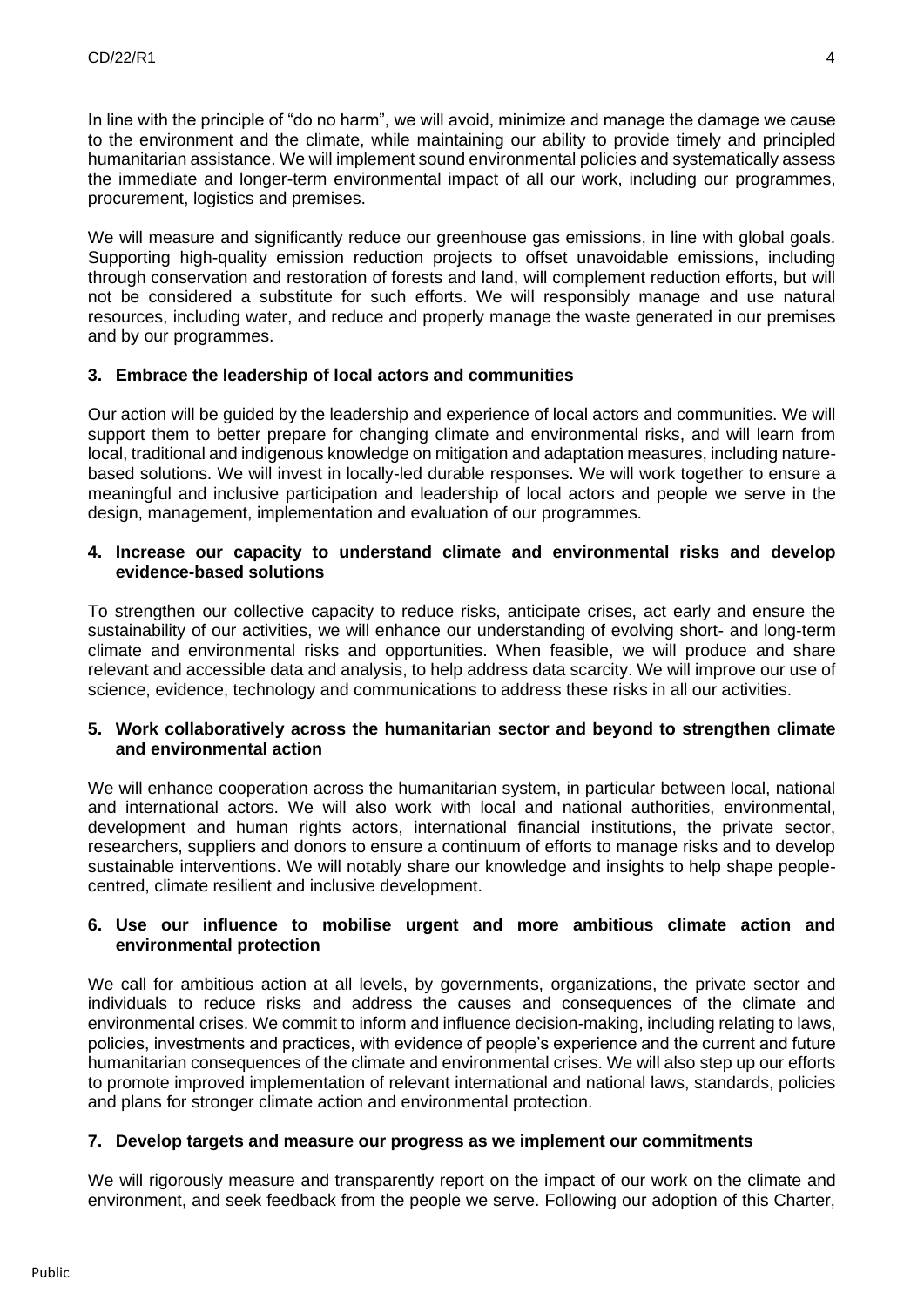In line with the principle of "do no harm", we will avoid, minimize and manage the damage we cause to the environment and the climate, while maintaining our ability to provide timely and principled humanitarian assistance. We will implement sound environmental policies and systematically assess the immediate and longer-term environmental impact of all our work, including our programmes, procurement, logistics and premises.

We will measure and significantly reduce our greenhouse gas emissions, in line with global goals. Supporting high-quality emission reduction projects to offset unavoidable emissions, including through conservation and restoration of forests and land, will complement reduction efforts, but will not be considered a substitute for such efforts. We will responsibly manage and use natural resources, including water, and reduce and properly manage the waste generated in our premises and by our programmes.

### 3. Embrace the leadership of local actors and communities

Our action will be guided by the leadership and experience of local actors and communities. We will support them to better prepare for changing climate and environmental risks, and will learn from local, traditional and indigenous knowledge on mitigation and adaptation measures, including nature-based solutions. We will invest in locally-led durable responses. We will work together to ensure a meaningful and inclusive participation and leadership of local actors and people we serve in the design, management, implementation and evaluation of our programmes.

### 4. Increase our capacity to understand climate and environmental risks and develop evidence-based solutions

To strengthen our collective capacity to reduce risks, anticipate crises, act early and ensure the sustainability of our activities, we will enhance our understanding of evolving short- and long-term climate and environmental risks and opportunities. When feasible, we will produce and share relevant and accessible data and analysis, to help address data scarcity. We will improve our use of science, evidence, technology and communications to address these risks in all our activities.

### 5. Work collaboratively across the humanitarian sector and beyond to strengthen climate and environmental action

We will enhance cooperation across the humanitarian system, in particular between local, national and international actors. We will also work with local and national authorities, environmental, development and human rights actors, international financial institutions, the private sector, researchers, suppliers and donors to ensure a continuum of efforts to manage risks and to develop sustainable interventions. We will notably share our knowledge and insights to help shape people-centred, climate resilient and inclusive development.

### 6. Use our influence to mobilise urgent and more ambitious climate action and environmental protection

We call for ambitious action at all levels, by governments, organizations, the private sector and individuals to reduce risks and address the causes and consequences of the climate and environmental crises. We commit to inform and influence decision-making, including relating to laws, policies, investments and practices, with evidence of people's experience and the current and future humanitarian consequences of the climate and environmental crises. We will also step up our efforts to promote improved implementation of relevant international and national laws, standards, policies and plans for stronger climate action and environmental protection.

### 7. Develop targets and measure our progress as we implement our commitments

We will rigorously measure and transparently report on the impact of our work on the climate and environment, and seek feedback from the people we serve. Following our adoption of this Charter,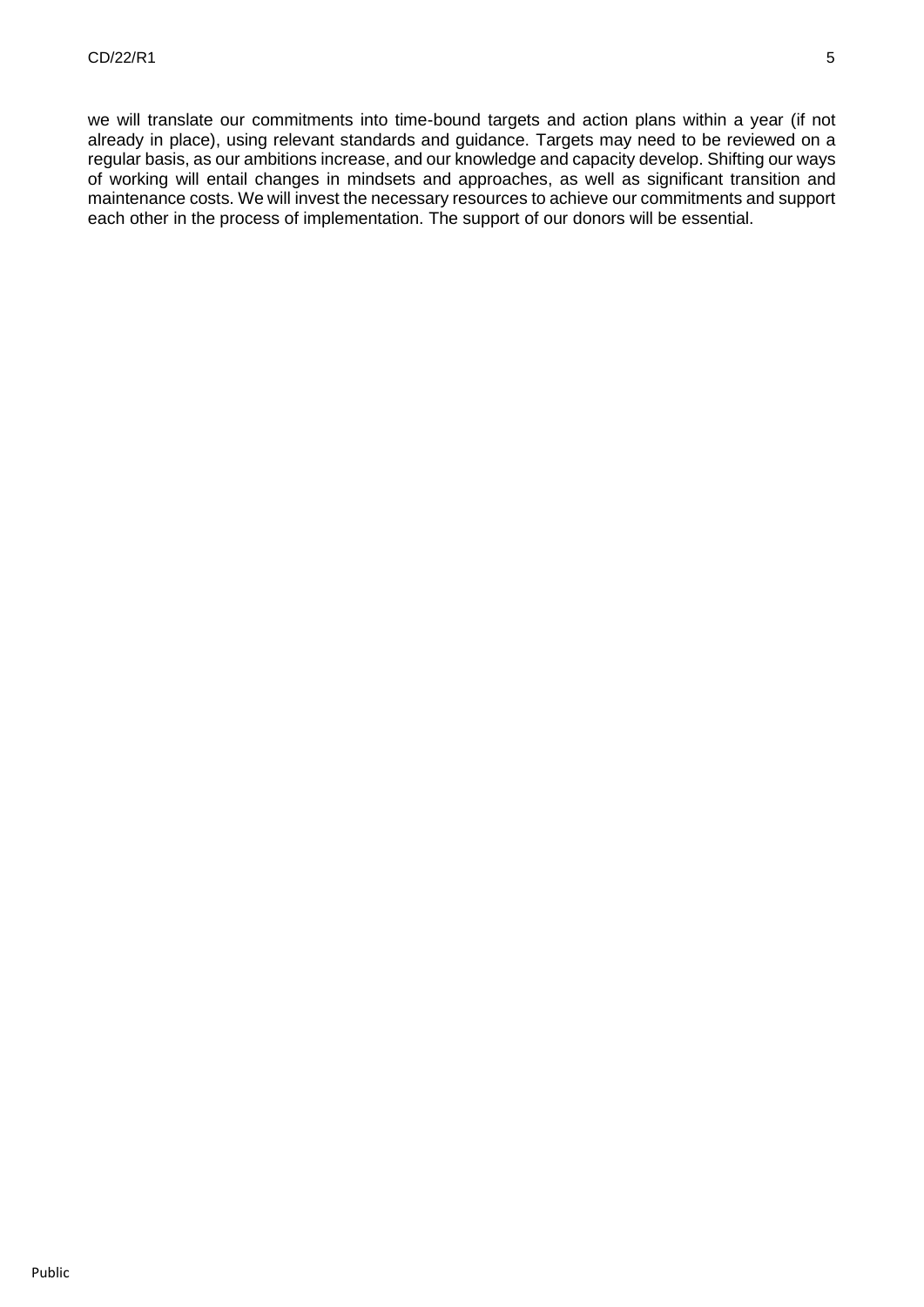we will translate our commitments into time-bound targets and action plans within a year (if not already in place), using relevant standards and guidance. Targets may need to be reviewed on a regular basis, as our ambitions increase, and our knowledge and capacity develop. Shifting our ways of working will entail changes in mindsets and approaches, as well as significant transition and maintenance costs. We will invest the necessary resources to achieve our commitments and support each other in the process of implementation. The support of our donors will be essential.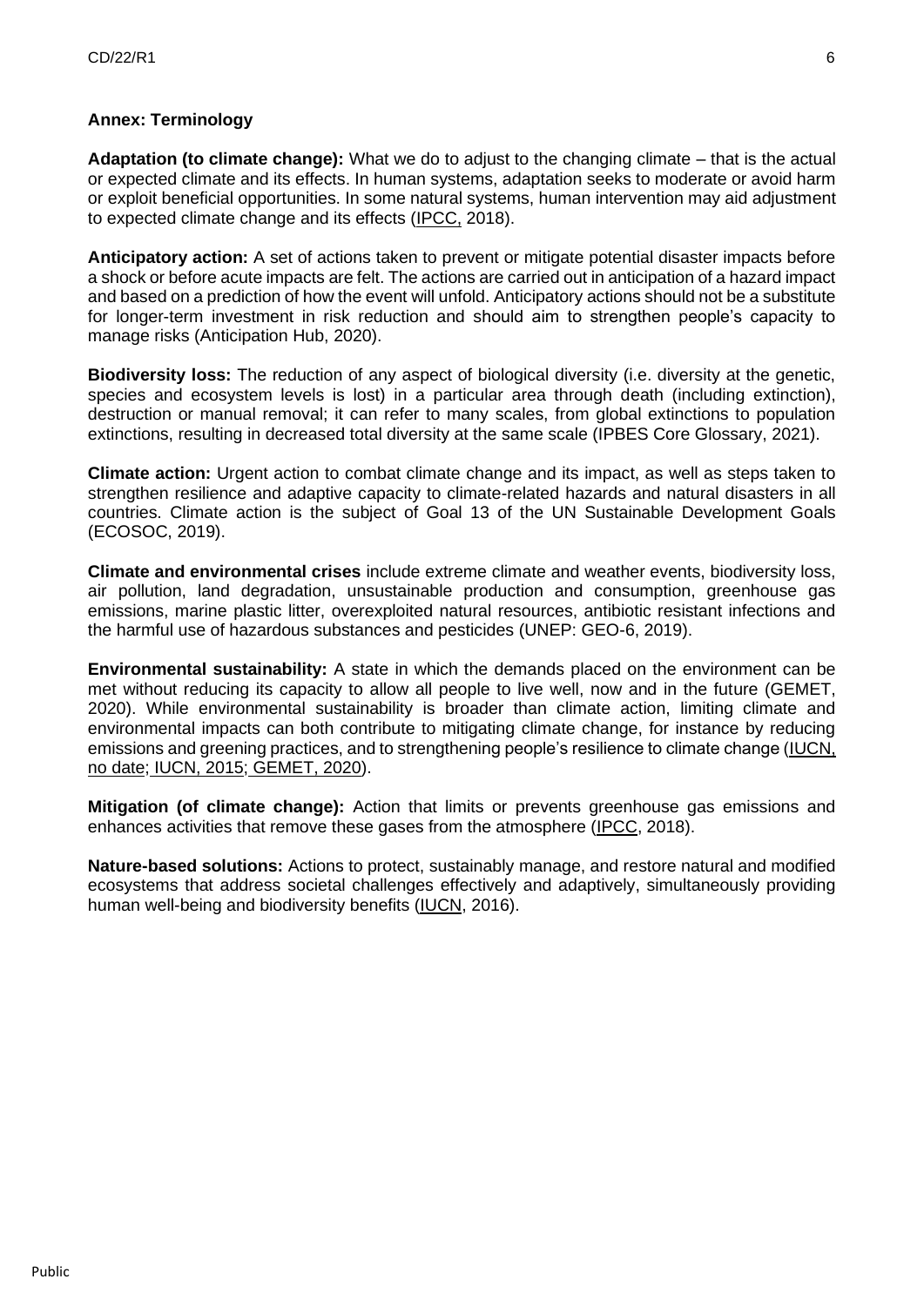## Annex: Terminology

**Adaptation (to climate change):** What we do to adjust to the changing climate – that is the actual or expected climate and its effects. In human systems, adaptation seeks to moderate or avoid harm or exploit beneficial opportunities. In some natural systems, human intervention may aid adjustment to expected climate change and its effects (IPCC, 2018).

**Anticipatory action:** A set of actions taken to prevent or mitigate potential disaster impacts before a shock or before acute impacts are felt. The actions are carried out in anticipation of a hazard impact and based on a prediction of how the event will unfold. Anticipatory actions should not be a substitute for longer-term investment in risk reduction and should aim to strengthen people's capacity to manage risks (Anticipation Hub, 2020).

**Biodiversity loss:** The reduction of any aspect of biological diversity (i.e. diversity at the genetic, species and ecosystem levels is lost) in a particular area through death (including extinction), destruction or manual removal; it can refer to many scales, from global extinctions to population extinctions, resulting in decreased total diversity at the same scale (IPBES Core Glossary, 2021).

**Climate action:** Urgent action to combat climate change and its impact, as well as steps taken to strengthen resilience and adaptive capacity to climate-related hazards and natural disasters in all countries. Climate action is the subject of Goal 13 of the UN Sustainable Development Goals (ECOSOC, 2019).

**Climate and environmental crises** include extreme climate and weather events, biodiversity loss, air pollution, land degradation, unsustainable production and consumption, greenhouse gas emissions, marine plastic litter, overexploited natural resources, antibiotic resistant infections and the harmful use of hazardous substances and pesticides (UNEP: GEO-6, 2019).

**Environmental sustainability:** A state in which the demands placed on the environment can be met without reducing its capacity to allow all people to live well, now and in the future (GEMET, 2020). While environmental sustainability is broader than climate action, limiting climate and environmental impacts can both contribute to mitigating climate change, for instance by reducing emissions and greening practices, and to strengthening people's resilience to climate change (IUCN, no date; IUCN, 2015; GEMET, 2020).

**Mitigation (of climate change):** Action that limits or prevents greenhouse gas emissions and enhances activities that remove these gases from the atmosphere (IPCC, 2018).

**Nature-based solutions:** Actions to protect, sustainably manage, and restore natural and modified ecosystems that address societal challenges effectively and adaptively, simultaneously providing human well-being and biodiversity benefits (IUCN, 2016).